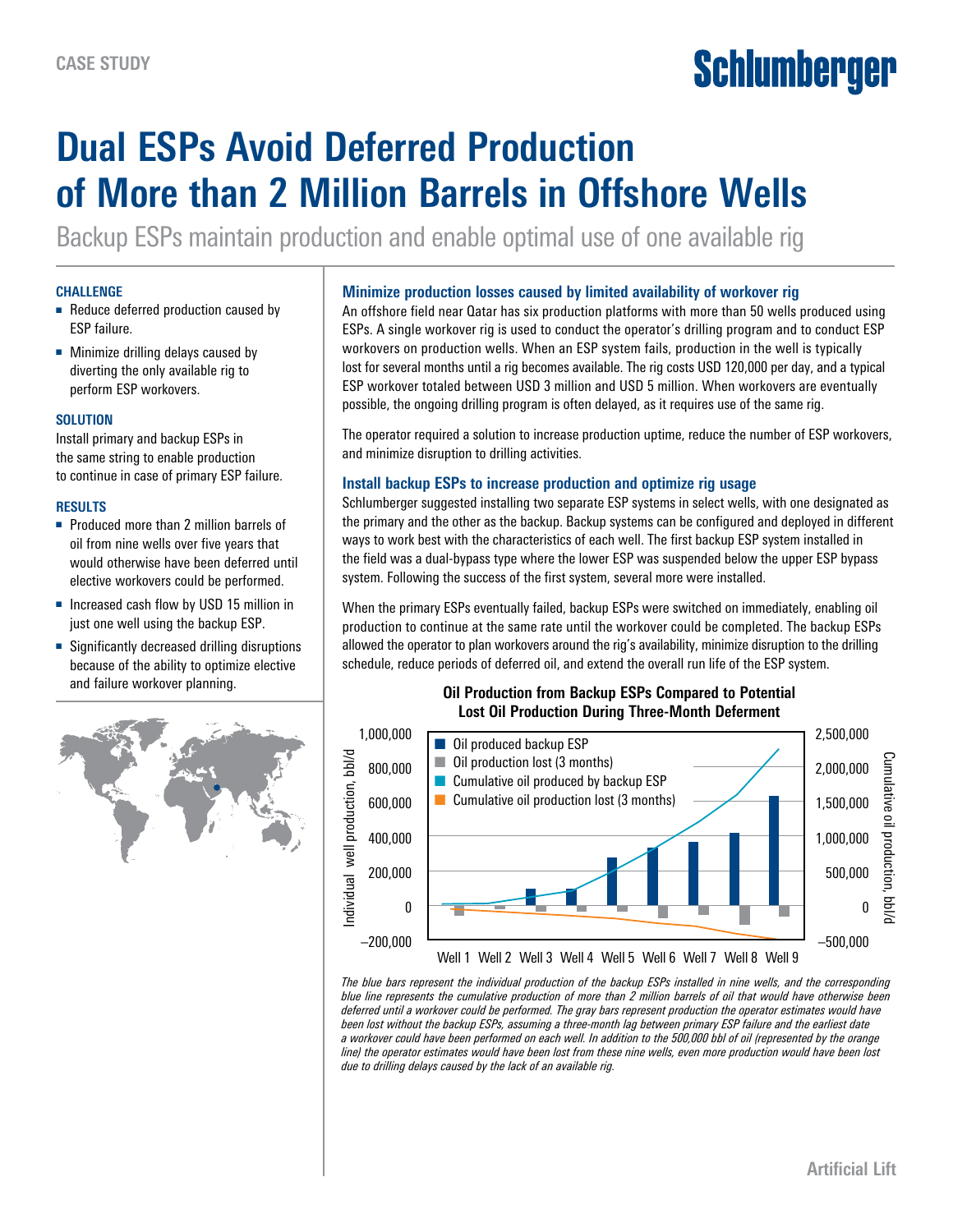CASE STUDY

# Dual ESPs Avoid Deferred Production of More than 2 Million Barrels in Offshore Wells

Backup ESPs maintain production and enable optimal use of one available rig

### CHALLENGE

- Reduce deferred production caused by ESP failure.
- Minimize drilling delays caused by diverting the only available rig to perform ESP workovers.

### SOLUTION

Install primary and backup ESPs in the same string to enable production to continue in case of primary ESP failure.

### RESULTS

- Produced more than 2 million barrels of oil from nine wells over five years that would otherwise have been deferred until elective workovers could be performed.
- Increased cash flow by USD 15 million in just one well using the backup ESP.
- Significantly decreased drilling disruptions because of the ability to optimize elective and failure workover planning.

### Minimize production losses caused by limited availability of workover rig

An offshore field near Qatar has six production platforms with more than 50 wells produced using ESPs. A single workover rig is used to conduct the operator's drilling program and to conduct ESP workovers on production wells. When an ESP system fails, production in the well is typically lost for several months until a rig becomes available. The rig costs USD 120,000 per day, and a typical ESP workover totaled between USD 3 million and USD 5 million. When workovers are eventually possible, the ongoing drilling program is often delayed, as it requires use of the same rig.

The operator required a solution to increase production uptime, reduce the number of ESP workovers, and minimize disruption to drilling activities.

### Install backup ESPs to increase production and optimize rig usage

Schlumberger suggested installing two separate ESP systems in select wells, with one designated as the primary and the other as the backup. Backup systems can be configured and deployed in different ways to work best with the characteristics of each well. The first backup ESP system installed in the field was a dual-bypass type where the lower ESP was suspended below the upper ESP bypass system. Following the success of the first system, several more were installed.

When the primary ESPs eventually failed, backup ESPs were switched on immediately, enabling oil production to continue at the same rate until the workover could be completed. The backup ESPs allowed the operator to plan workovers around the rig's availability, minimize disruption to the drilling schedule, reduce periods of deferred oil, and extend the overall run life of the ESP system.

**Oil Production from Backup ESPs Compared to Potential Lost Oil Production During Three-Month Deferment**

*The blue bars represent the individual production of the backup ESPs installed in nine wells, and the corresponding blue line represents the cumulative production of more than 2 million barrels of oil that would have otherwise been deferred until a workover could be performed. The gray bars represent production the operator estimates would have been lost without the backup ESPs, assuming a three-month lag between primary ESP failure and the earliest date a workover could have been performed on each well. In addition to the 500,000 bbl of oil (represented by the orange line) the operator estimates would have been lost from these nine wells, even more production would have been lost due to drilling delays caused by the lack of an available rig.*

Artificial Lift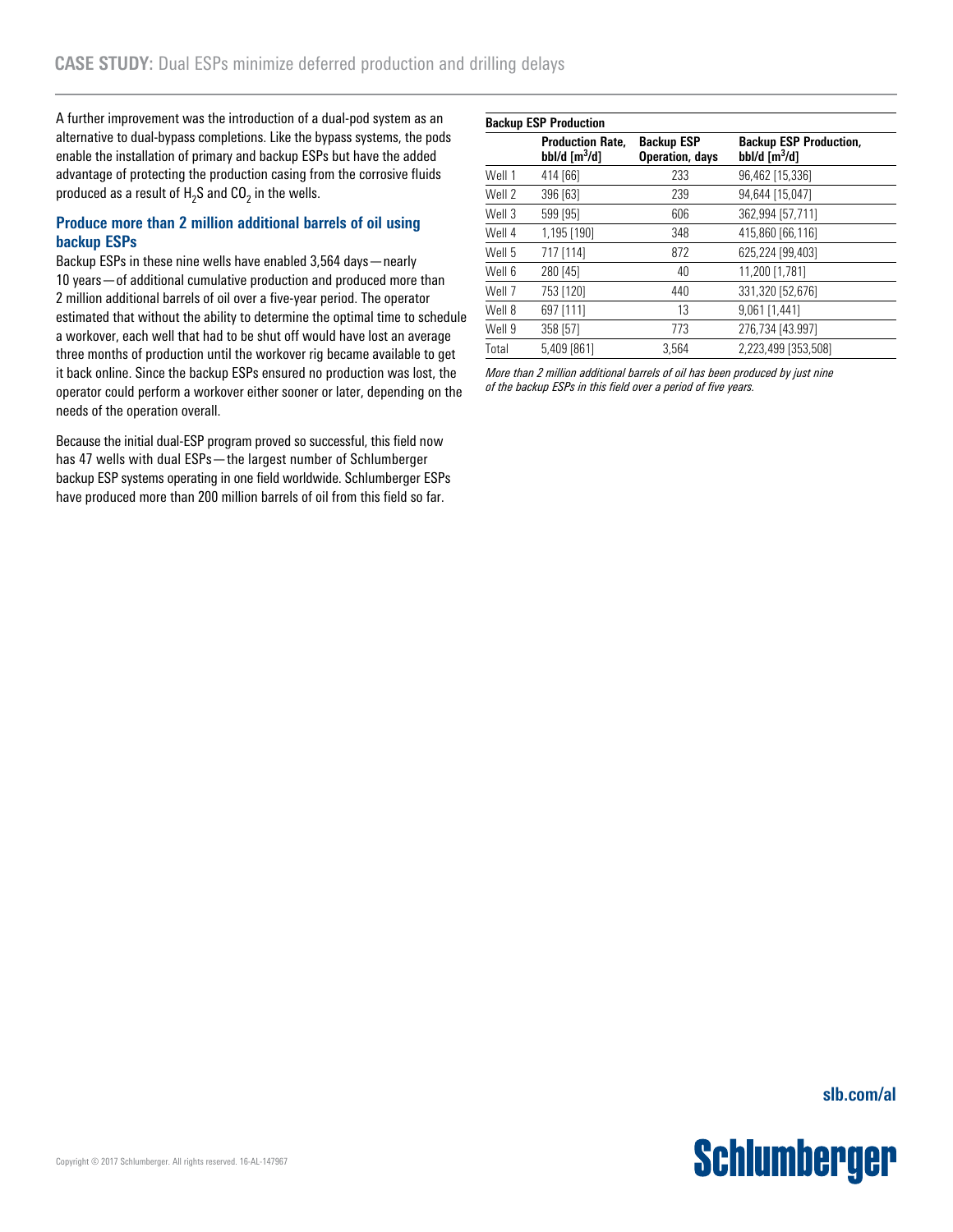A further improvement was the introduction of a dual-pod system as an alternative to dual-bypass completions. Like the bypass systems, the pods enable the installation of primary and backup ESPs but have the added advantage of protecting the production casing from the corrosive fluids produced as a result of $H_2S$ and $CO_2$ in the wells.

### Produce more than 2 million additional barrels of oil using backup ESPs

Backup ESPs in these nine wells have enabled 3,564 days—nearly 10 years—of additional cumulative production and produced more than 2 million additional barrels of oil over a five-year period. The operator estimated that without the ability to determine the optimal time to schedule a workover, each well that had to be shut off would have lost an average three months of production until the workover rig became available to get it back online. Since the backup ESPs ensured no production was lost, the operator could perform a workover either sooner or later, depending on the needs of the operation overall.

Because the initial dual-ESP program proved so successful, this field now has 47 wells with dual ESPs—the largest number of Schlumberger backup ESP systems operating in one field worldwide. Schlumberger ESPs have produced more than 200 million barrels of oil from this field so far.

**Backup ESP Production**

| | Production Rate, bbl/d [$m^3/d$] | Backup ESP Operation, days | Backup ESP Production, bbl/d [$m^3/d$] |
|---|---|---|---|
| Well 1 | 414 [66] | 233 | 96,462 [15,336] |
| Well 2 | 396 [63] | 239 | 94,644 [15,047] |
| Well 3 | 599 [95] | 606 | 362,994 [57,711] |
| Well 4 | 1,195 [190] | 348 | 415,860 [66,116] |
| Well 5 | 717 [114] | 872 | 625,224 [99,403] |
| Well 6 | 280 [45] | 40 | 11,200 [1,781] |
| Well 7 | 753 [120] | 440 | 331,320 [52,676] |
| Well 8 | 697 [111] | 13 | 9,061 [1,441] |
| Well 9 | 358 [57] | 773 | 276,734 [43.997] |
| Total | 5,409 [861] | 3,564 | 2,223,499 [353,508] |

*More than 2 million additional barrels of oil has been produced by just nine of the backup ESPs in this field over a period of five years.*

slb.com/al

Copyright © 2017 Schlumberger. All rights reserved. 16-AL-147967